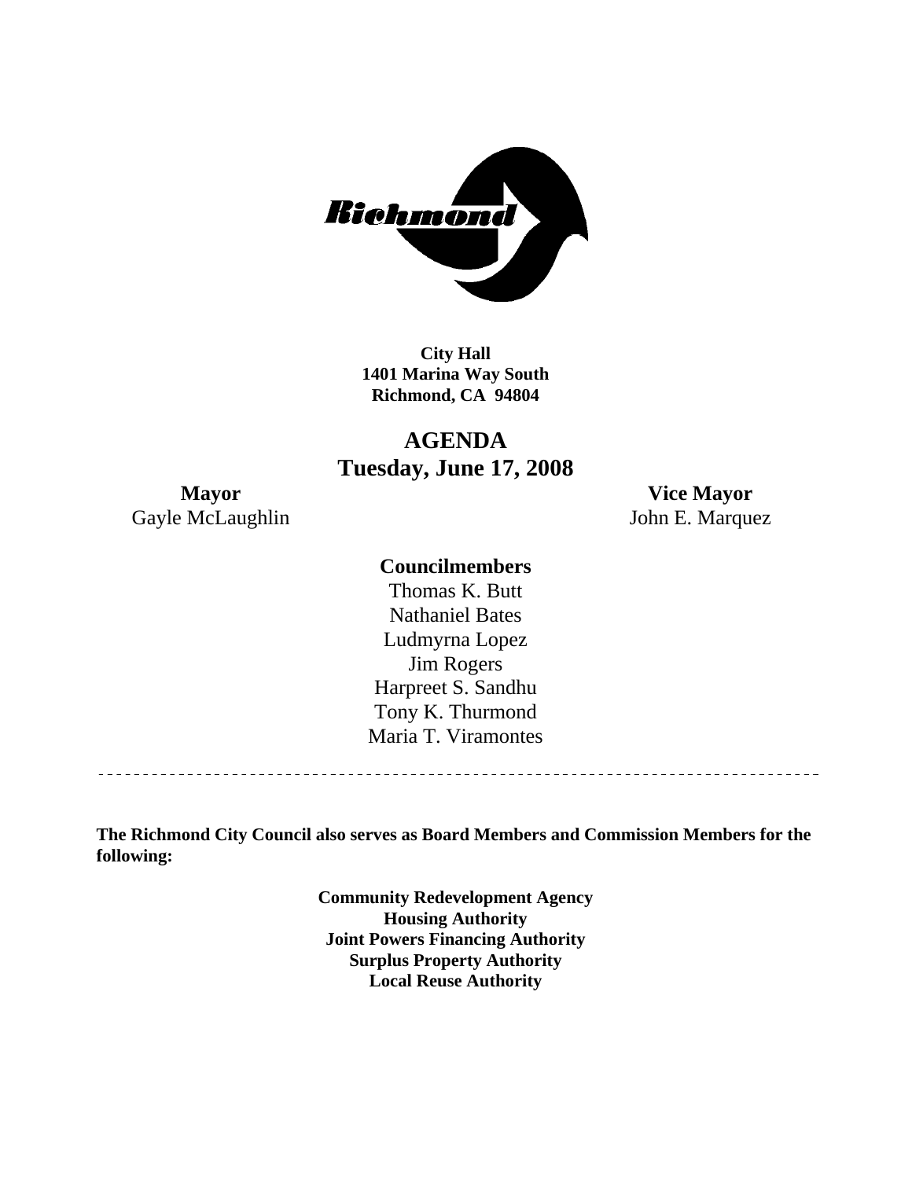**City Hall**
**1401 Marina Way South**
**Richmond, CA 94804**

# AGENDA
## Tuesday, June 17, 2008

**Mayor**
Gayle McLaughlin

**Vice Mayor**
John E. Marquez

**Councilmembers**
Thomas K. Butt
Nathaniel Bates
Ludmyrna Lopez
Jim Rogers
Harpreet S. Sandhu
Tony K. Thurmond
Maria T. Viramontes

---

**The Richmond City Council also serves as Board Members and Commission Members for the following:**

**Community Redevelopment Agency**
**Housing Authority**
**Joint Powers Financing Authority**
**Surplus Property Authority**
**Local Reuse Authority**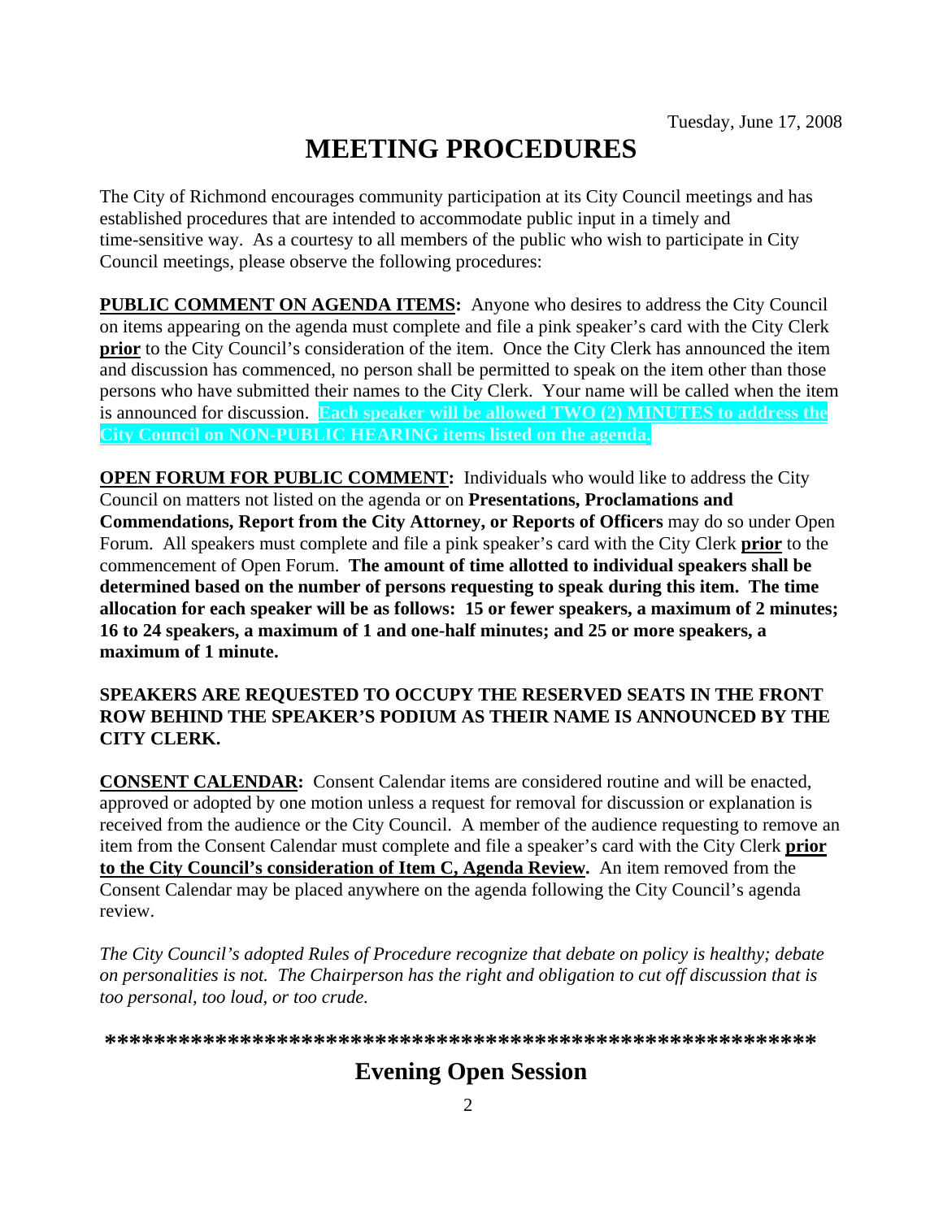Tuesday, June 17, 2008

# MEETING PROCEDURES

The City of Richmond encourages community participation at its City Council meetings and has established procedures that are intended to accommodate public input in a timely and time-sensitive way. As a courtesy to all members of the public who wish to participate in City Council meetings, please observe the following procedures:

**PUBLIC COMMENT ON AGENDA ITEMS:** Anyone who desires to address the City Council on items appearing on the agenda must complete and file a pink speaker's card with the City Clerk **prior** to the City Council's consideration of the item. Once the City Clerk has announced the item and discussion has commenced, no person shall be permitted to speak on the item other than those persons who have submitted their names to the City Clerk. Your name will be called when the item is announced for discussion. **Each speaker will be allowed TWO (2) MINUTES to address the City Council on NON-PUBLIC HEARING items listed on the agenda.**

**OPEN FORUM FOR PUBLIC COMMENT:** Individuals who would like to address the City Council on matters not listed on the agenda or on **Presentations, Proclamations and Commendations, Report from the City Attorney, or Reports of Officers** may do so under Open Forum. All speakers must complete and file a pink speaker's card with the City Clerk **prior** to the commencement of Open Forum. **The amount of time allotted to individual speakers shall be determined based on the number of persons requesting to speak during this item. The time allocation for each speaker will be as follows: 15 or fewer speakers, a maximum of 2 minutes; 16 to 24 speakers, a maximum of 1 and one-half minutes; and 25 or more speakers, a maximum of 1 minute.**

**SPEAKERS ARE REQUESTED TO OCCUPY THE RESERVED SEATS IN THE FRONT ROW BEHIND THE SPEAKER'S PODIUM AS THEIR NAME IS ANNOUNCED BY THE CITY CLERK.**

**CONSENT CALENDAR:** Consent Calendar items are considered routine and will be enacted, approved or adopted by one motion unless a request for removal for discussion or explanation is received from the audience or the City Council. A member of the audience requesting to remove an item from the Consent Calendar must complete and file a speaker's card with the City Clerk **prior to the City Council's consideration of Item C, Agenda Review.** An item removed from the Consent Calendar may be placed anywhere on the agenda following the City Council's agenda review.

*The City Council's adopted Rules of Procedure recognize that debate on policy is healthy; debate on personalities is not. The Chairperson has the right and obligation to cut off discussion that is too personal, too loud, or too crude.*

**\*\*\*\*\*\*\*\*\*\*\*\*\*\*\*\*\*\*\*\*\*\*\*\*\*\*\*\*\*\*\*\*\*\*\*\*\*\*\*\*\*\*\*\*\*\*\*\*\*\*\*\*\*\*\*\*\*\***

## Evening Open Session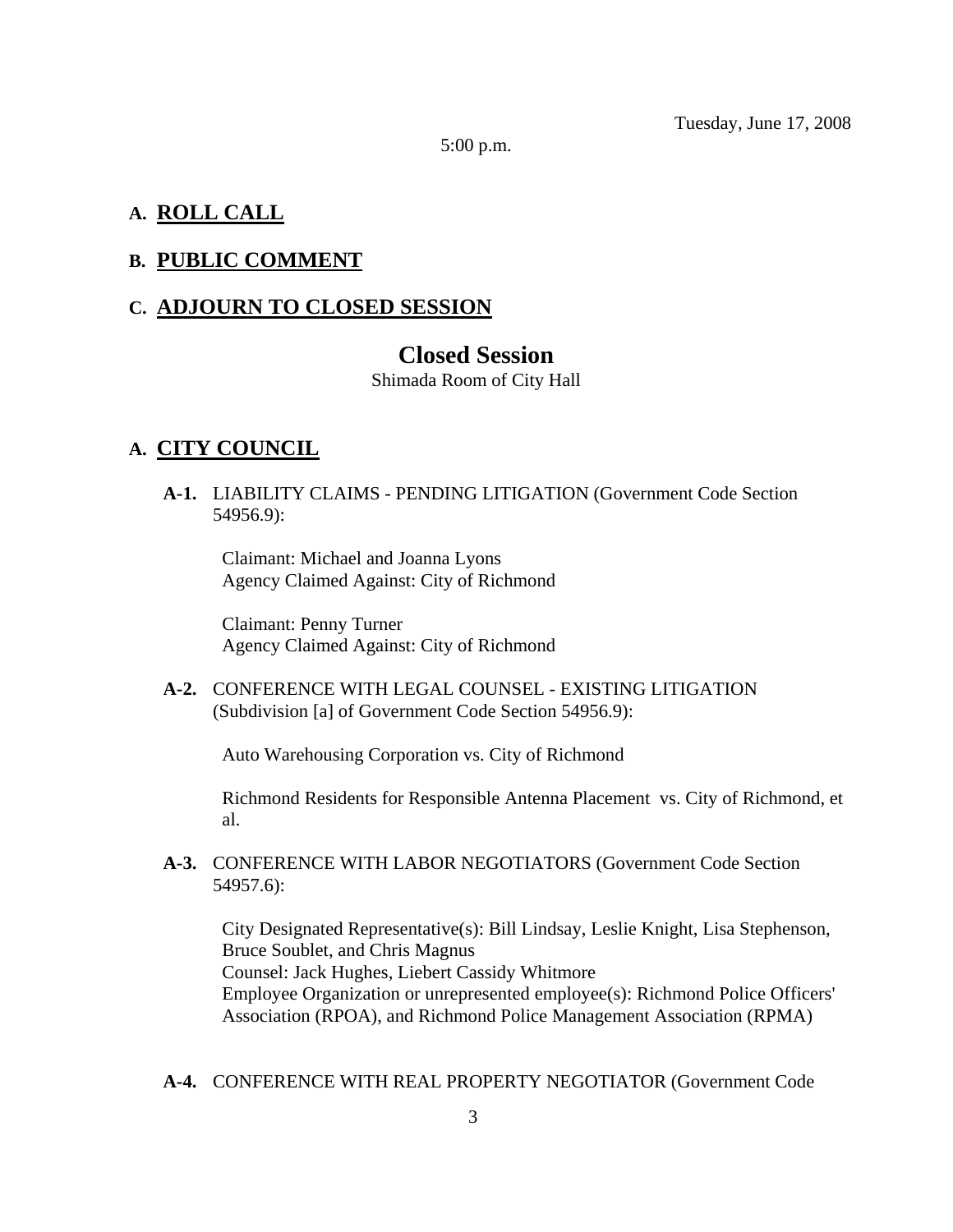Tuesday, June 17, 2008

5:00 p.m.

## A. ROLL CALL

## B. PUBLIC COMMENT

## C. ADJOURN TO CLOSED SESSION

# Closed Session

Shimada Room of City Hall

## A. CITY COUNCIL

**A-1.** LIABILITY CLAIMS - PENDING LITIGATION (Government Code Section 54956.9):

Claimant: Michael and Joanna Lyons
Agency Claimed Against: City of Richmond

Claimant: Penny Turner
Agency Claimed Against: City of Richmond

**A-2.** CONFERENCE WITH LEGAL COUNSEL - EXISTING LITIGATION (Subdivision [a] of Government Code Section 54956.9):

Auto Warehousing Corporation vs. City of Richmond

Richmond Residents for Responsible Antenna Placement vs. City of Richmond, et al.

**A-3.** CONFERENCE WITH LABOR NEGOTIATORS (Government Code Section 54957.6):

City Designated Representative(s): Bill Lindsay, Leslie Knight, Lisa Stephenson, Bruce Soublet, and Chris Magnus
Counsel: Jack Hughes, Liebert Cassidy Whitmore
Employee Organization or unrepresented employee(s): Richmond Police Officers' Association (RPOA), and Richmond Police Management Association (RPMA)

**A-4.** CONFERENCE WITH REAL PROPERTY NEGOTIATOR (Government Code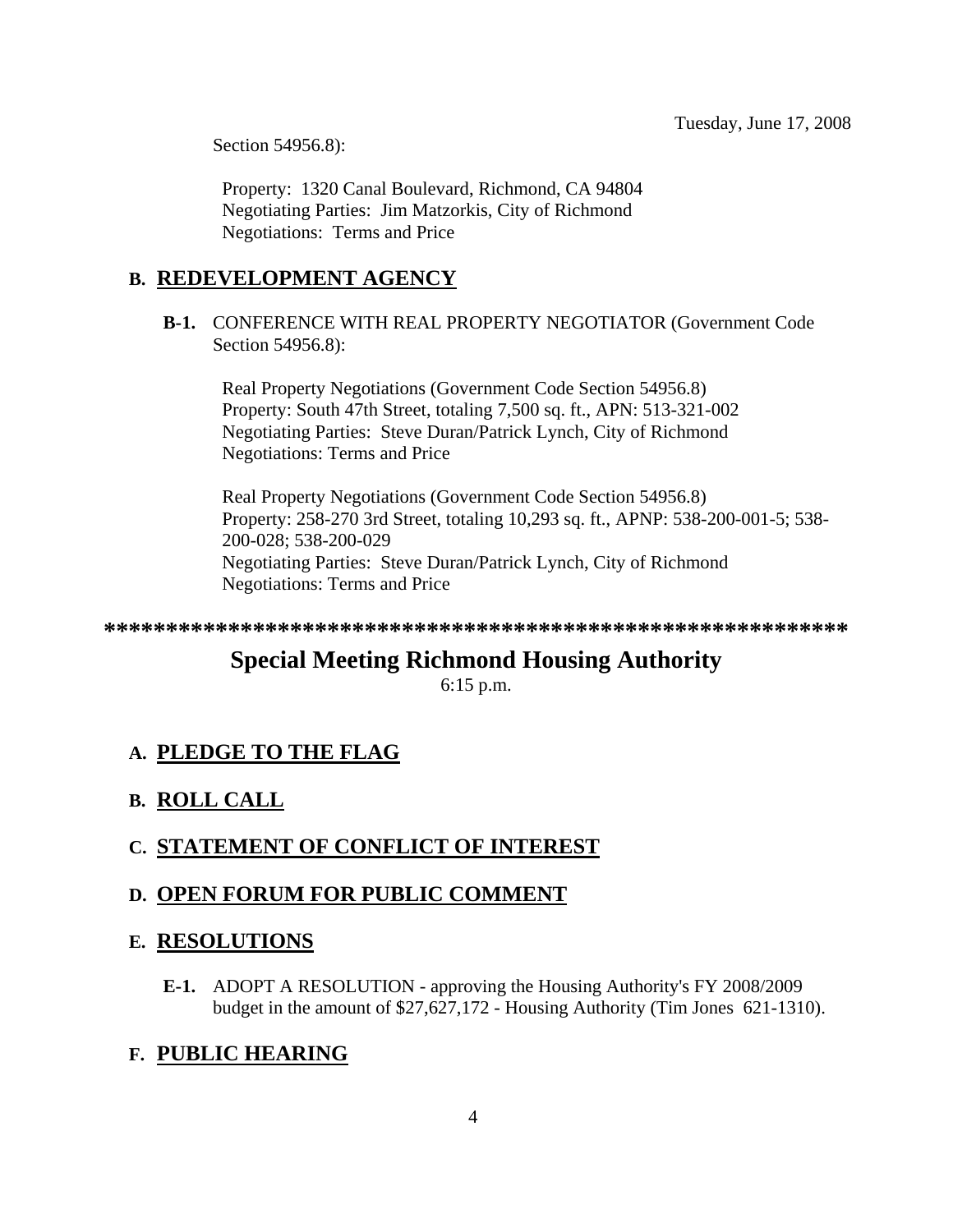Section 54956.8):

Property: 1320 Canal Boulevard, Richmond, CA 94804
Negotiating Parties: Jim Matzorkis, City of Richmond
Negotiations: Terms and Price

## B. REDEVELOPMENT AGENCY

**B-1.** CONFERENCE WITH REAL PROPERTY NEGOTIATOR (Government Code Section 54956.8):

Real Property Negotiations (Government Code Section 54956.8)
Property: South 47th Street, totaling 7,500 sq. ft., APN: 513-321-002
Negotiating Parties: Steve Duran/Patrick Lynch, City of Richmond
Negotiations: Terms and Price

Real Property Negotiations (Government Code Section 54956.8)
Property: 258-270 3rd Street, totaling 10,293 sq. ft., APNP: 538-200-001-5; 538-200-028; 538-200-029
Negotiating Parties: Steve Duran/Patrick Lynch, City of Richmond
Negotiations: Terms and Price

************************************************************

# Special Meeting Richmond Housing Authority

6:15 p.m.

## A. PLEDGE TO THE FLAG

## B. ROLL CALL

## C. STATEMENT OF CONFLICT OF INTEREST

## D. OPEN FORUM FOR PUBLIC COMMENT

## E. RESOLUTIONS

**E-1.** ADOPT A RESOLUTION - approving the Housing Authority's FY 2008/2009 budget in the amount of $27,627,172 - Housing Authority (Tim Jones 621-1310).

## F. PUBLIC HEARING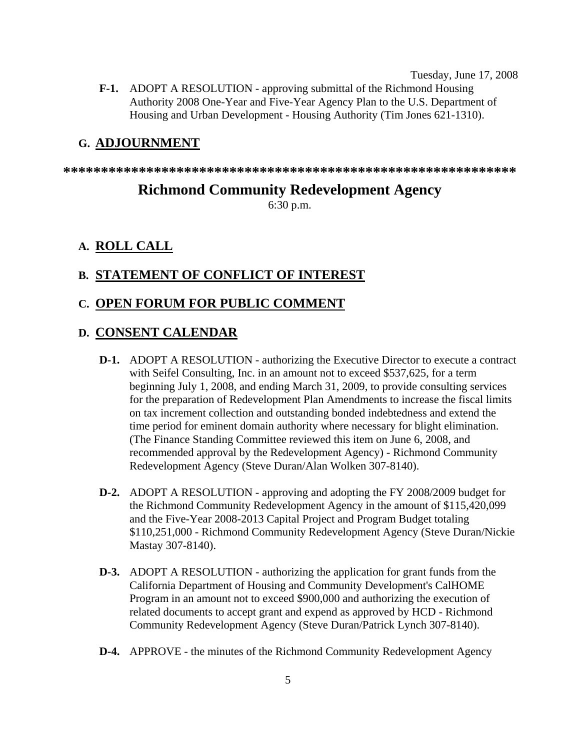**F-1.** ADOPT A RESOLUTION - approving submittal of the Richmond Housing Authority 2008 One-Year and Five-Year Agency Plan to the U.S. Department of Housing and Urban Development - Housing Authority (Tim Jones 621-1310).

## G. ADJOURNMENT

**************************************************************

# Richmond Community Redevelopment Agency

6:30 p.m.

## A. ROLL CALL

## B. STATEMENT OF CONFLICT OF INTEREST

## C. OPEN FORUM FOR PUBLIC COMMENT

## D. CONSENT CALENDAR

**D-1.** ADOPT A RESOLUTION - authorizing the Executive Director to execute a contract with Seifel Consulting, Inc. in an amount not to exceed $537,625, for a term beginning July 1, 2008, and ending March 31, 2009, to provide consulting services for the preparation of Redevelopment Plan Amendments to increase the fiscal limits on tax increment collection and outstanding bonded indebtedness and extend the time period for eminent domain authority where necessary for blight elimination. (The Finance Standing Committee reviewed this item on June 6, 2008, and recommended approval by the Redevelopment Agency) - Richmond Community Redevelopment Agency (Steve Duran/Alan Wolken 307-8140).

**D-2.** ADOPT A RESOLUTION - approving and adopting the FY 2008/2009 budget for the Richmond Community Redevelopment Agency in the amount of $115,420,099 and the Five-Year 2008-2013 Capital Project and Program Budget totaling $110,251,000 - Richmond Community Redevelopment Agency (Steve Duran/Nickie Mastay 307-8140).

**D-3.** ADOPT A RESOLUTION - authorizing the application for grant funds from the California Department of Housing and Community Development's CalHOME Program in an amount not to exceed $900,000 and authorizing the execution of related documents to accept grant and expend as approved by HCD - Richmond Community Redevelopment Agency (Steve Duran/Patrick Lynch 307-8140).

**D-4.** APPROVE - the minutes of the Richmond Community Redevelopment Agency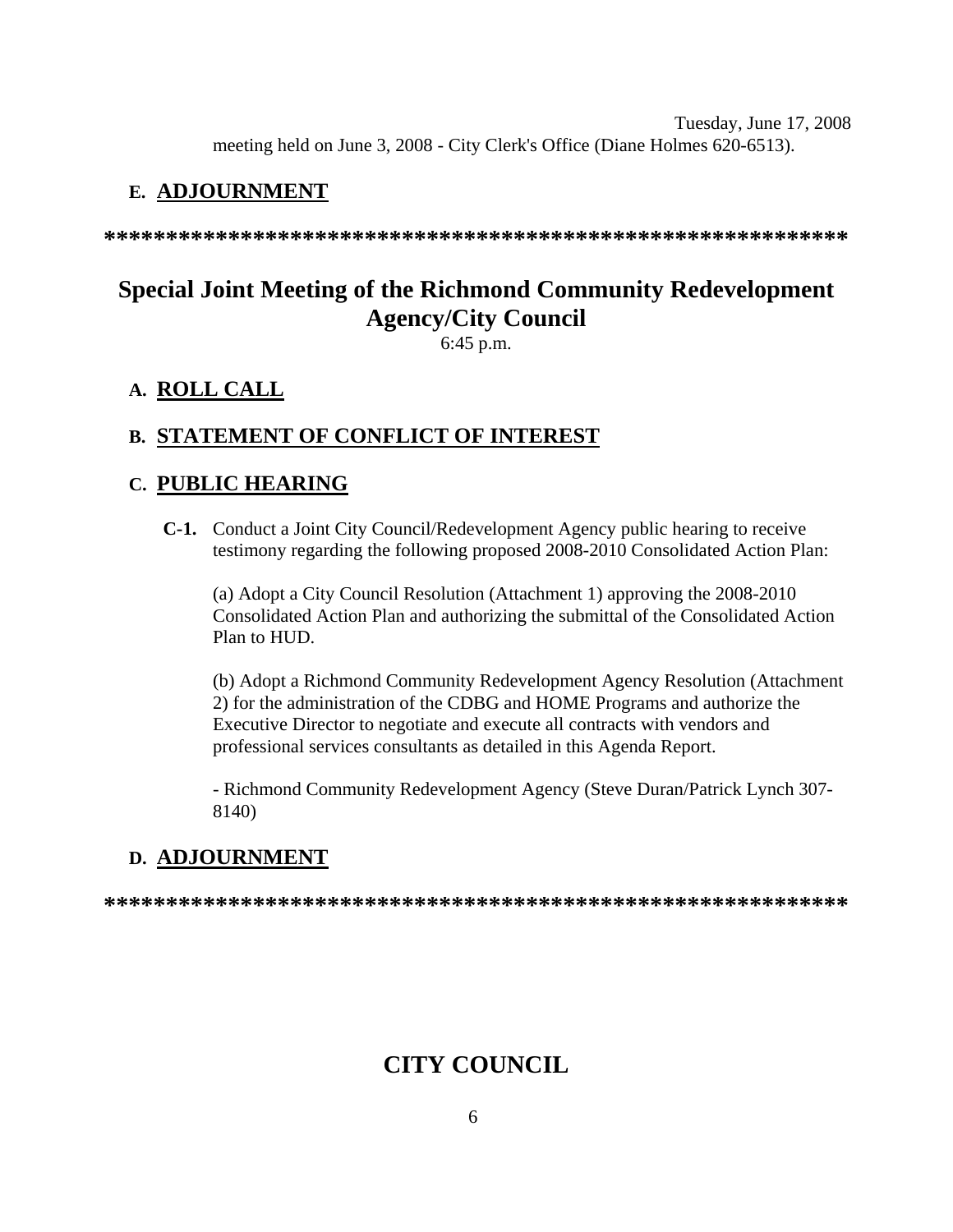meeting held on June 3, 2008 - City Clerk's Office (Diane Holmes 620-6513).

## E. ADJOURNMENT

***********************************************************

# Special Joint Meeting of the Richmond Community Redevelopment Agency/City Council

6:45 p.m.

## A. ROLL CALL

## B. STATEMENT OF CONFLICT OF INTEREST

## C. PUBLIC HEARING

**C-1.** Conduct a Joint City Council/Redevelopment Agency public hearing to receive testimony regarding the following proposed 2008-2010 Consolidated Action Plan:

(a) Adopt a City Council Resolution (Attachment 1) approving the 2008-2010 Consolidated Action Plan and authorizing the submittal of the Consolidated Action Plan to HUD.

(b) Adopt a Richmond Community Redevelopment Agency Resolution (Attachment 2) for the administration of the CDBG and HOME Programs and authorize the Executive Director to negotiate and execute all contracts with vendors and professional services consultants as detailed in this Agenda Report.

- Richmond Community Redevelopment Agency (Steve Duran/Patrick Lynch 307-8140)

## D. ADJOURNMENT

***********************************************************

# CITY COUNCIL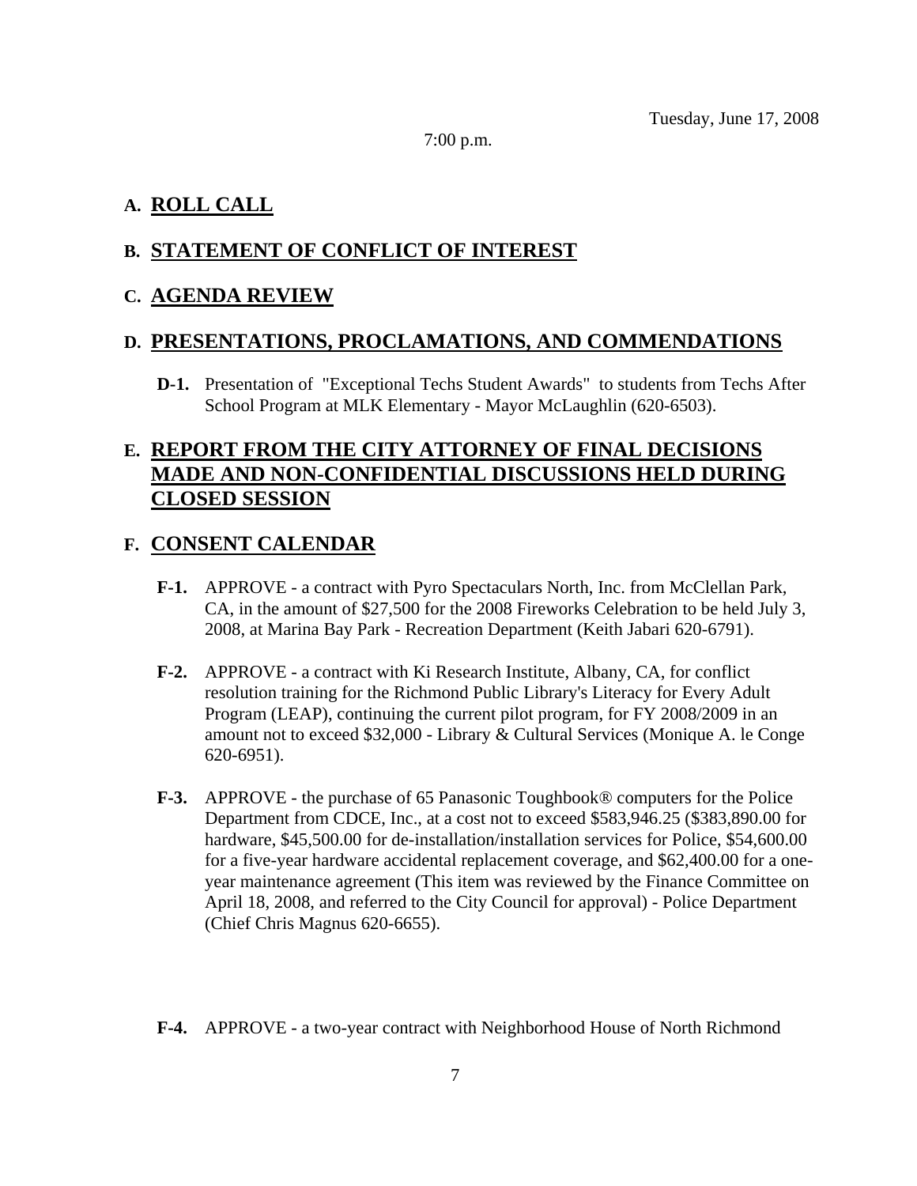Tuesday, June 17, 2008

7:00 p.m.

## A. ROLL CALL

## B. STATEMENT OF CONFLICT OF INTEREST

## C. AGENDA REVIEW

## D. PRESENTATIONS, PROCLAMATIONS, AND COMMENDATIONS

**D-1.** Presentation of "Exceptional Techs Student Awards" to students from Techs After School Program at MLK Elementary - Mayor McLaughlin (620-6503).

## E. REPORT FROM THE CITY ATTORNEY OF FINAL DECISIONS MADE AND NON-CONFIDENTIAL DISCUSSIONS HELD DURING CLOSED SESSION

## F. CONSENT CALENDAR

**F-1.** APPROVE - a contract with Pyro Spectaculars North, Inc. from McClellan Park, CA, in the amount of $27,500 for the 2008 Fireworks Celebration to be held July 3, 2008, at Marina Bay Park - Recreation Department (Keith Jabari 620-6791).

**F-2.** APPROVE - a contract with Ki Research Institute, Albany, CA, for conflict resolution training for the Richmond Public Library's Literacy for Every Adult Program (LEAP), continuing the current pilot program, for FY 2008/2009 in an amount not to exceed $32,000 - Library & Cultural Services (Monique A. le Conge 620-6951).

**F-3.** APPROVE - the purchase of 65 Panasonic Toughbook® computers for the Police Department from CDCE, Inc., at a cost not to exceed $583,946.25 ($383,890.00 for hardware, $45,500.00 for de-installation/installation services for Police, $54,600.00 for a five-year hardware accidental replacement coverage, and $62,400.00 for a one-year maintenance agreement (This item was reviewed by the Finance Committee on April 18, 2008, and referred to the City Council for approval) - Police Department (Chief Chris Magnus 620-6655).

**F-4.** APPROVE - a two-year contract with Neighborhood House of North Richmond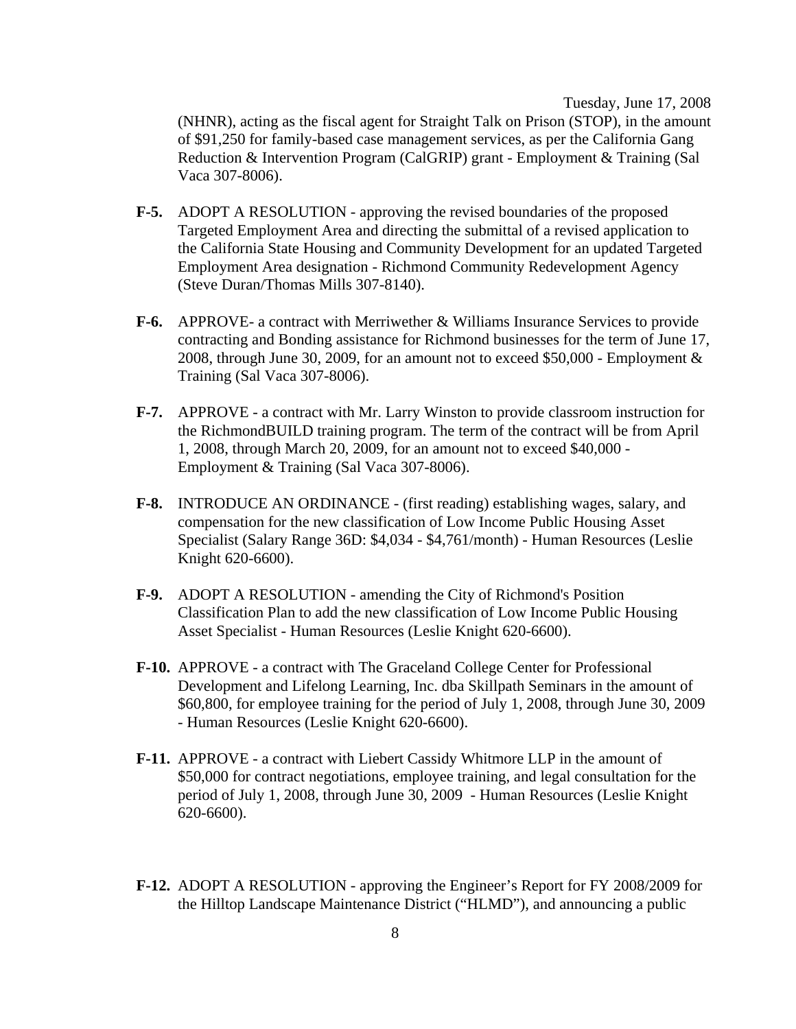(NHNR), acting as the fiscal agent for Straight Talk on Prison (STOP), in the amount of $91,250 for family-based case management services, as per the California Gang Reduction & Intervention Program (CalGRIP) grant - Employment & Training (Sal Vaca 307-8006).

**F-5.** ADOPT A RESOLUTION - approving the revised boundaries of the proposed Targeted Employment Area and directing the submittal of a revised application to the California State Housing and Community Development for an updated Targeted Employment Area designation - Richmond Community Redevelopment Agency (Steve Duran/Thomas Mills 307-8140).

**F-6.** APPROVE- a contract with Merriwether & Williams Insurance Services to provide contracting and Bonding assistance for Richmond businesses for the term of June 17, 2008, through June 30, 2009, for an amount not to exceed $50,000 - Employment & Training (Sal Vaca 307-8006).

**F-7.** APPROVE - a contract with Mr. Larry Winston to provide classroom instruction for the RichmondBUILD training program. The term of the contract will be from April 1, 2008, through March 20, 2009, for an amount not to exceed $40,000 - Employment & Training (Sal Vaca 307-8006).

**F-8.** INTRODUCE AN ORDINANCE - (first reading) establishing wages, salary, and compensation for the new classification of Low Income Public Housing Asset Specialist (Salary Range 36D: $4,034 - $4,761/month) - Human Resources (Leslie Knight 620-6600).

**F-9.** ADOPT A RESOLUTION - amending the City of Richmond's Position Classification Plan to add the new classification of Low Income Public Housing Asset Specialist - Human Resources (Leslie Knight 620-6600).

**F-10.** APPROVE - a contract with The Graceland College Center for Professional Development and Lifelong Learning, Inc. dba Skillpath Seminars in the amount of $60,800, for employee training for the period of July 1, 2008, through June 30, 2009 - Human Resources (Leslie Knight 620-6600).

**F-11.** APPROVE - a contract with Liebert Cassidy Whitmore LLP in the amount of $50,000 for contract negotiations, employee training, and legal consultation for the period of July 1, 2008, through June 30, 2009 - Human Resources (Leslie Knight 620-6600).

**F-12.** ADOPT A RESOLUTION - approving the Engineer's Report for FY 2008/2009 for the Hilltop Landscape Maintenance District ("HLMD"), and announcing a public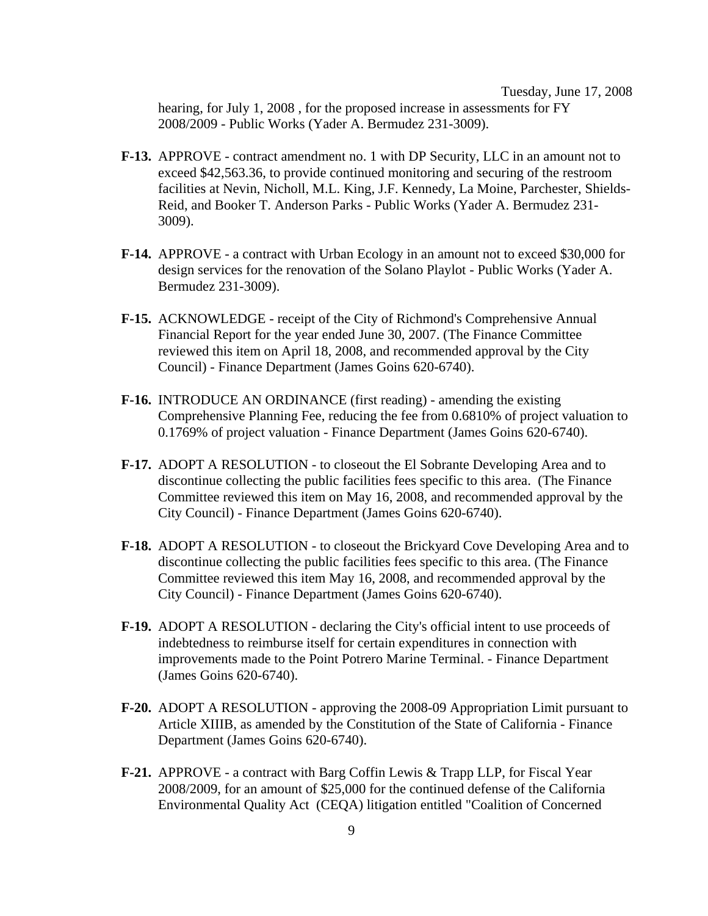hearing, for July 1, 2008 , for the proposed increase in assessments for FY 2008/2009 - Public Works (Yader A. Bermudez 231-3009).

**F-13.** APPROVE - contract amendment no. 1 with DP Security, LLC in an amount not to exceed $42,563.36, to provide continued monitoring and securing of the restroom facilities at Nevin, Nicholl, M.L. King, J.F. Kennedy, La Moine, Parchester, Shields-Reid, and Booker T. Anderson Parks - Public Works (Yader A. Bermudez 231-3009).

**F-14.** APPROVE - a contract with Urban Ecology in an amount not to exceed $30,000 for design services for the renovation of the Solano Playlot - Public Works (Yader A. Bermudez 231-3009).

**F-15.** ACKNOWLEDGE - receipt of the City of Richmond's Comprehensive Annual Financial Report for the year ended June 30, 2007. (The Finance Committee reviewed this item on April 18, 2008, and recommended approval by the City Council) - Finance Department (James Goins 620-6740).

**F-16.** INTRODUCE AN ORDINANCE (first reading) - amending the existing Comprehensive Planning Fee, reducing the fee from 0.6810% of project valuation to 0.1769% of project valuation - Finance Department (James Goins 620-6740).

**F-17.** ADOPT A RESOLUTION - to closeout the El Sobrante Developing Area and to discontinue collecting the public facilities fees specific to this area. (The Finance Committee reviewed this item on May 16, 2008, and recommended approval by the City Council) - Finance Department (James Goins 620-6740).

**F-18.** ADOPT A RESOLUTION - to closeout the Brickyard Cove Developing Area and to discontinue collecting the public facilities fees specific to this area. (The Finance Committee reviewed this item May 16, 2008, and recommended approval by the City Council) - Finance Department (James Goins 620-6740).

**F-19.** ADOPT A RESOLUTION - declaring the City's official intent to use proceeds of indebtedness to reimburse itself for certain expenditures in connection with improvements made to the Point Potrero Marine Terminal. - Finance Department (James Goins 620-6740).

**F-20.** ADOPT A RESOLUTION - approving the 2008-09 Appropriation Limit pursuant to Article XIIIB, as amended by the Constitution of the State of California - Finance Department (James Goins 620-6740).

**F-21.** APPROVE - a contract with Barg Coffin Lewis & Trapp LLP, for Fiscal Year 2008/2009, for an amount of $25,000 for the continued defense of the California Environmental Quality Act (CEQA) litigation entitled "Coalition of Concerned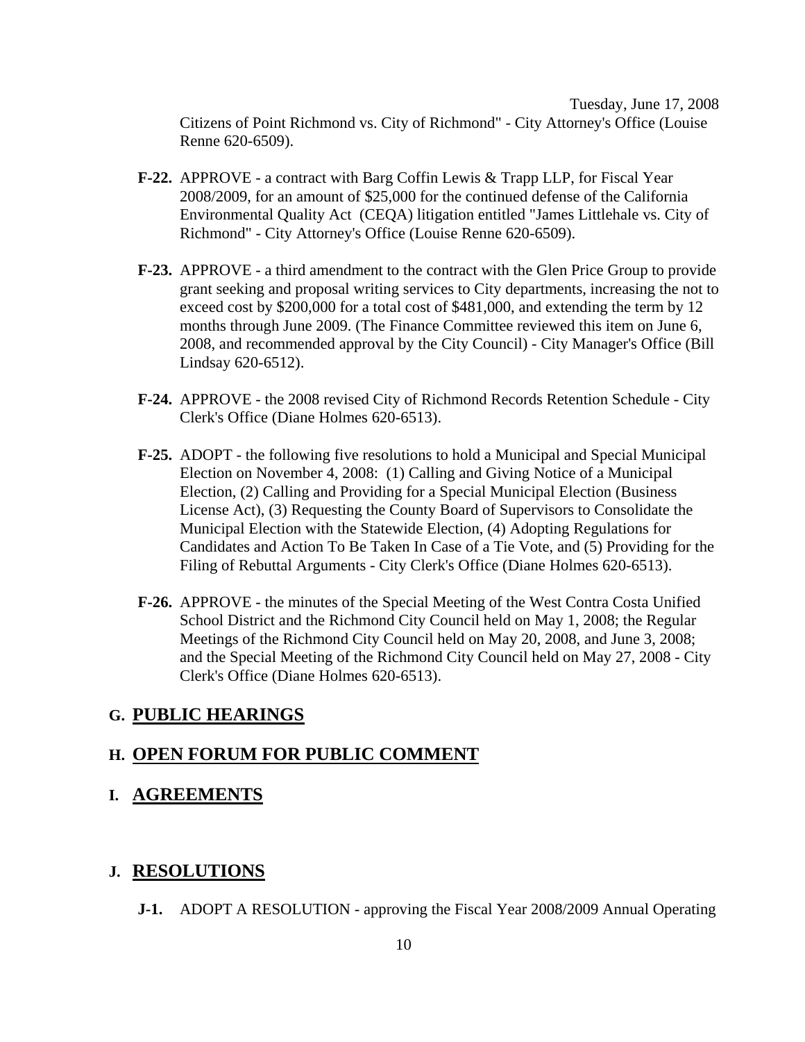Citizens of Point Richmond vs. City of Richmond" - City Attorney's Office (Louise Renne 620-6509).

**F-22.** APPROVE - a contract with Barg Coffin Lewis & Trapp LLP, for Fiscal Year 2008/2009, for an amount of $25,000 for the continued defense of the California Environmental Quality Act (CEQA) litigation entitled "James Littlehale vs. City of Richmond" - City Attorney's Office (Louise Renne 620-6509).

**F-23.** APPROVE - a third amendment to the contract with the Glen Price Group to provide grant seeking and proposal writing services to City departments, increasing the not to exceed cost by $200,000 for a total cost of $481,000, and extending the term by 12 months through June 2009. (The Finance Committee reviewed this item on June 6, 2008, and recommended approval by the City Council) - City Manager's Office (Bill Lindsay 620-6512).

**F-24.** APPROVE - the 2008 revised City of Richmond Records Retention Schedule - City Clerk's Office (Diane Holmes 620-6513).

**F-25.** ADOPT - the following five resolutions to hold a Municipal and Special Municipal Election on November 4, 2008: (1) Calling and Giving Notice of a Municipal Election, (2) Calling and Providing for a Special Municipal Election (Business License Act), (3) Requesting the County Board of Supervisors to Consolidate the Municipal Election with the Statewide Election, (4) Adopting Regulations for Candidates and Action To Be Taken In Case of a Tie Vote, and (5) Providing for the Filing of Rebuttal Arguments - City Clerk's Office (Diane Holmes 620-6513).

**F-26.** APPROVE - the minutes of the Special Meeting of the West Contra Costa Unified School District and the Richmond City Council held on May 1, 2008; the Regular Meetings of the Richmond City Council held on May 20, 2008, and June 3, 2008; and the Special Meeting of the Richmond City Council held on May 27, 2008 - City Clerk's Office (Diane Holmes 620-6513).

## G. PUBLIC HEARINGS

## H. OPEN FORUM FOR PUBLIC COMMENT

## I. AGREEMENTS

## J. RESOLUTIONS

**J-1.** ADOPT A RESOLUTION - approving the Fiscal Year 2008/2009 Annual Operating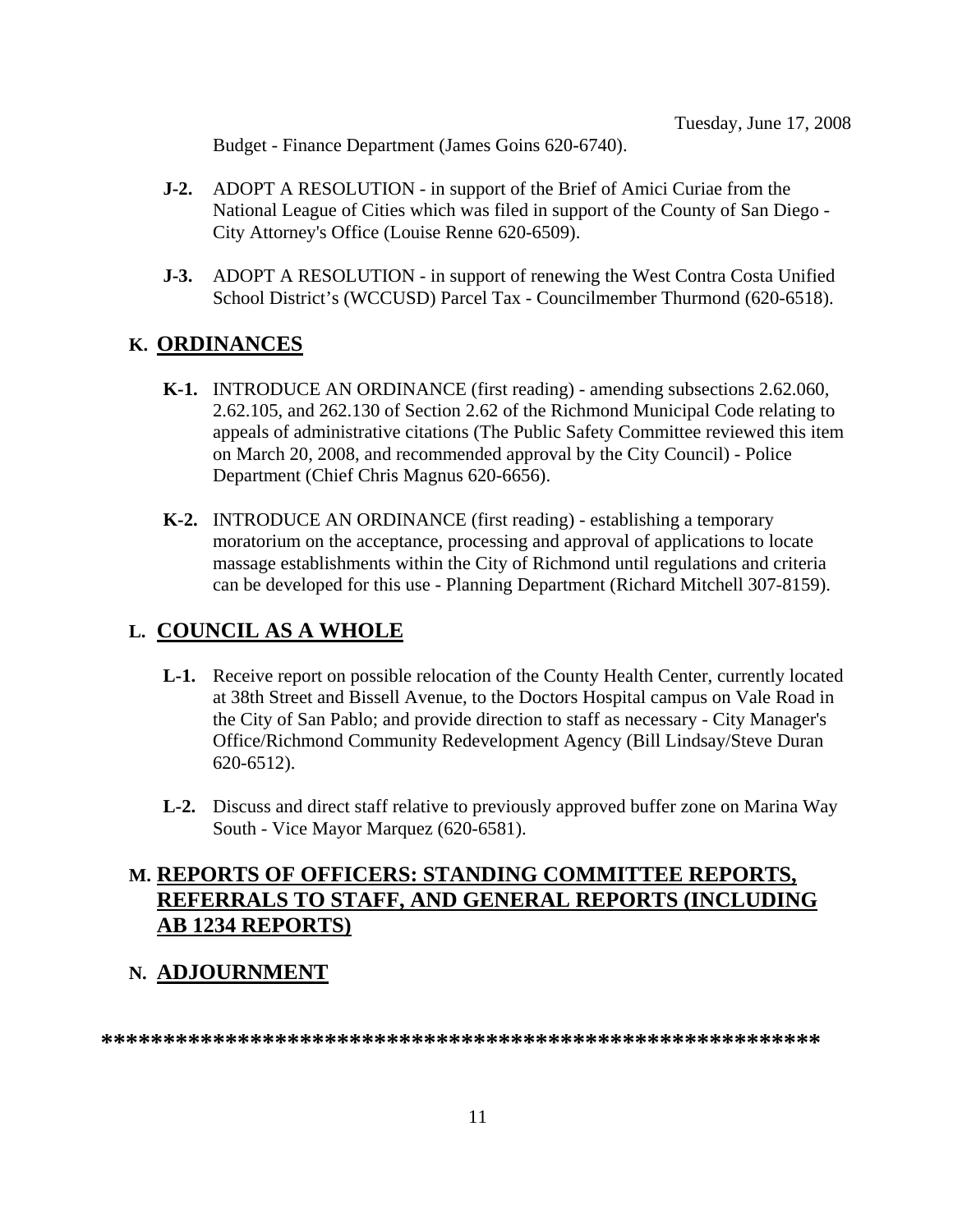Budget - Finance Department (James Goins 620-6740).

**J-2.** ADOPT A RESOLUTION - in support of the Brief of Amici Curiae from the National League of Cities which was filed in support of the County of San Diego - City Attorney's Office (Louise Renne 620-6509).

**J-3.** ADOPT A RESOLUTION - in support of renewing the West Contra Costa Unified School District's (WCCUSD) Parcel Tax - Councilmember Thurmond (620-6518).

## K. ORDINANCES

**K-1.** INTRODUCE AN ORDINANCE (first reading) - amending subsections 2.62.060, 2.62.105, and 262.130 of Section 2.62 of the Richmond Municipal Code relating to appeals of administrative citations (The Public Safety Committee reviewed this item on March 20, 2008, and recommended approval by the City Council) - Police Department (Chief Chris Magnus 620-6656).

**K-2.** INTRODUCE AN ORDINANCE (first reading) - establishing a temporary moratorium on the acceptance, processing and approval of applications to locate massage establishments within the City of Richmond until regulations and criteria can be developed for this use - Planning Department (Richard Mitchell 307-8159).

## L. COUNCIL AS A WHOLE

**L-1.** Receive report on possible relocation of the County Health Center, currently located at 38th Street and Bissell Avenue, to the Doctors Hospital campus on Vale Road in the City of San Pablo; and provide direction to staff as necessary - City Manager's Office/Richmond Community Redevelopment Agency (Bill Lindsay/Steve Duran 620-6512).

**L-2.** Discuss and direct staff relative to previously approved buffer zone on Marina Way South - Vice Mayor Marquez (620-6581).

## M. REPORTS OF OFFICERS: STANDING COMMITTEE REPORTS, REFERRALS TO STAFF, AND GENERAL REPORTS (INCLUDING AB 1234 REPORTS)

## N. ADJOURNMENT

**********************************************************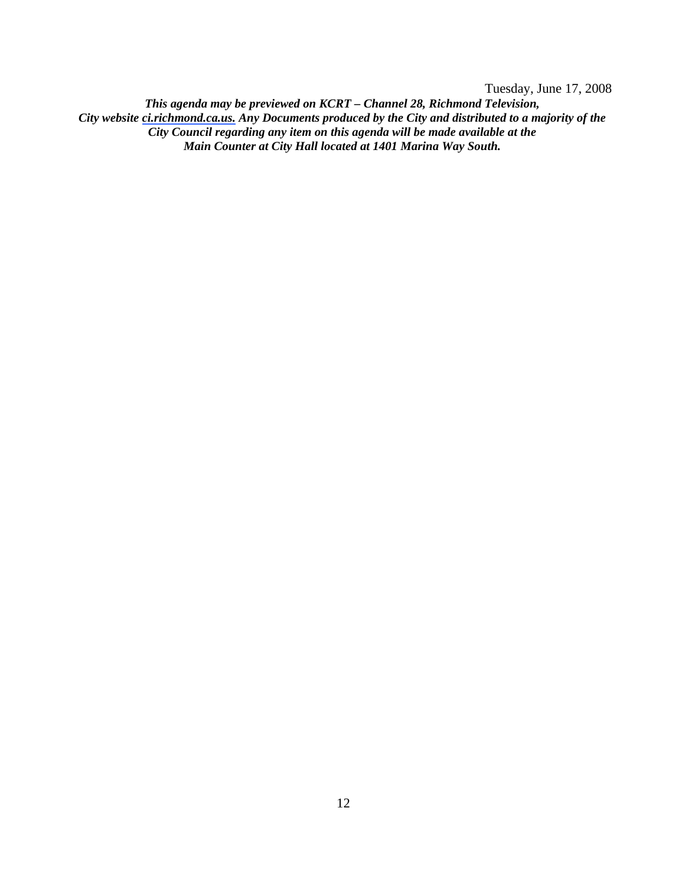Tuesday, June 17, 2008

***This agenda may be previewed on KCRT – Channel 28, Richmond Television, City website ci.richmond.ca.us. Any Documents produced by the City and distributed to a majority of the City Council regarding any item on this agenda will be made available at the Main Counter at City Hall located at 1401 Marina Way South.***